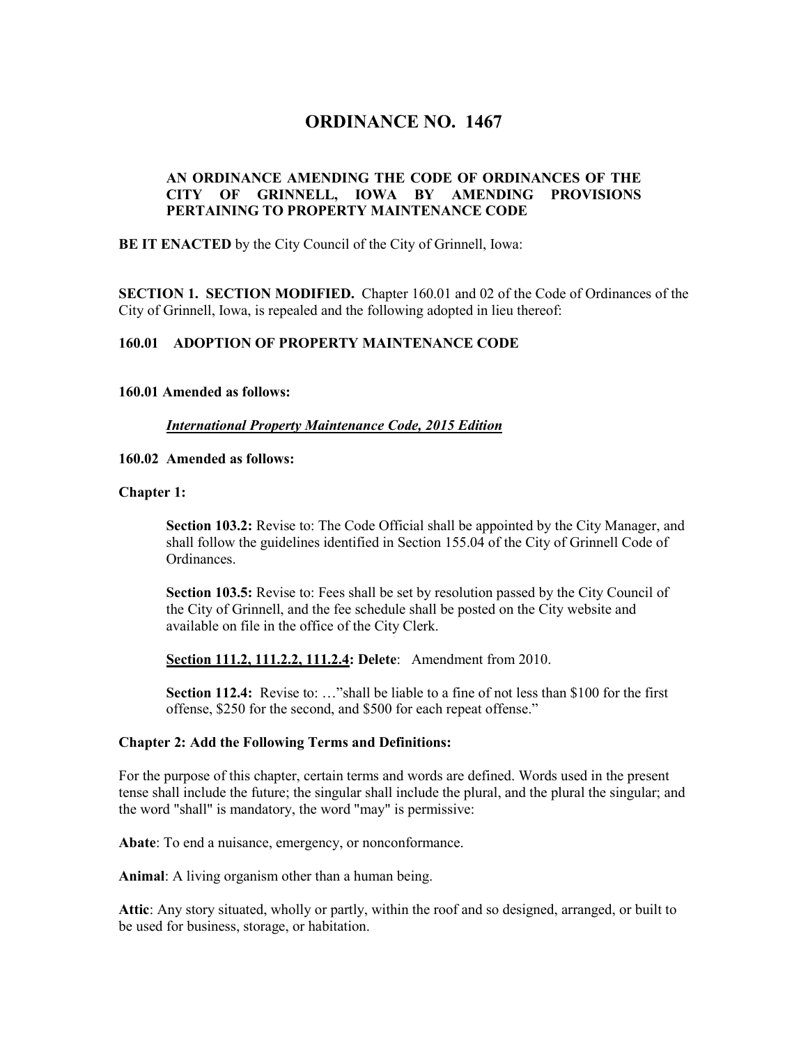# ORDINANCE NO. 1467

**AN ORDINANCE AMENDING THE CODE OF ORDINANCES OF THE CITY OF GRINNELL, IOWA BY AMENDING PROVISIONS PERTAINING TO PROPERTY MAINTENANCE CODE**

**BE IT ENACTED** by the City Council of the City of Grinnell, Iowa:

**SECTION 1. SECTION MODIFIED.** Chapter 160.01 and 02 of the Code of Ordinances of the City of Grinnell, Iowa, is repealed and the following adopted in lieu thereof:

**160.01 ADOPTION OF PROPERTY MAINTENANCE CODE**

**160.01 Amended as follows:**

***International Property Maintenance Code, 2015 Edition***

**160.02 Amended as follows:**

**Chapter 1:**

**Section 103.2:** Revise to: The Code Official shall be appointed by the City Manager, and shall follow the guidelines identified in Section 155.04 of the City of Grinnell Code of Ordinances.

**Section 103.5:** Revise to: Fees shall be set by resolution passed by the City Council of the City of Grinnell, and the fee schedule shall be posted on the City website and available on file in the office of the City Clerk.

**Section 111.2, 111.2.2, 111.2.4: Delete**: Amendment from 2010.

**Section 112.4:** Revise to: …"shall be liable to a fine of not less than $100 for the first offense, $250 for the second, and $500 for each repeat offense."

**Chapter 2: Add the Following Terms and Definitions:**

For the purpose of this chapter, certain terms and words are defined. Words used in the present tense shall include the future; the singular shall include the plural, and the plural the singular; and the word "shall" is mandatory, the word "may" is permissive:

**Abate**: To end a nuisance, emergency, or nonconformance.

**Animal**: A living organism other than a human being.

**Attic**: Any story situated, wholly or partly, within the roof and so designed, arranged, or built to be used for business, storage, or habitation.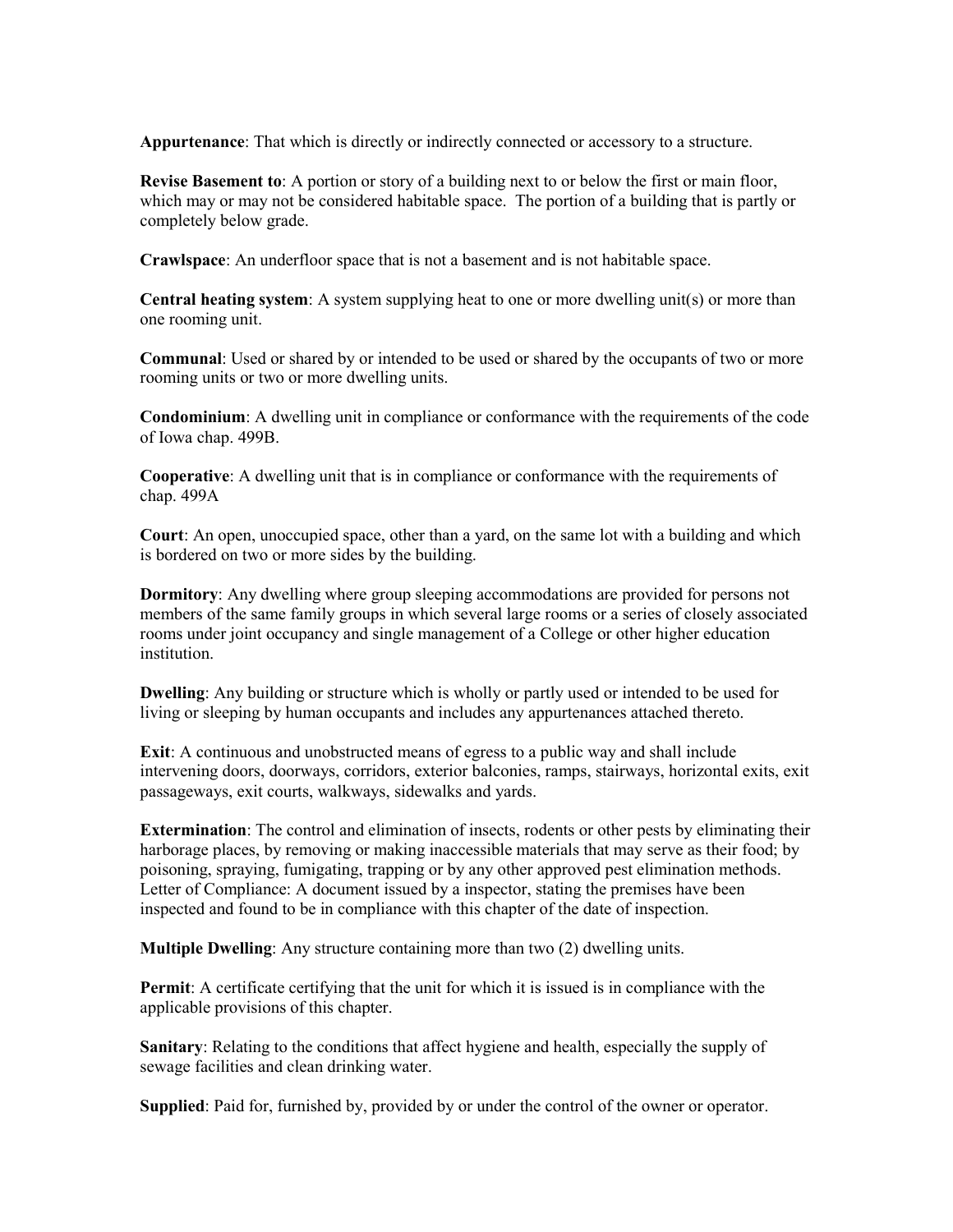**Appurtenance**: That which is directly or indirectly connected or accessory to a structure.

**Revise Basement to**: A portion or story of a building next to or below the first or main floor, which may or may not be considered habitable space. The portion of a building that is partly or completely below grade.

**Crawlspace**: An underfloor space that is not a basement and is not habitable space.

**Central heating system**: A system supplying heat to one or more dwelling unit(s) or more than one rooming unit.

**Communal**: Used or shared by or intended to be used or shared by the occupants of two or more rooming units or two or more dwelling units.

**Condominium**: A dwelling unit in compliance or conformance with the requirements of the code of Iowa chap. 499B.

**Cooperative**: A dwelling unit that is in compliance or conformance with the requirements of chap. 499A

**Court**: An open, unoccupied space, other than a yard, on the same lot with a building and which is bordered on two or more sides by the building.

**Dormitory**: Any dwelling where group sleeping accommodations are provided for persons not members of the same family groups in which several large rooms or a series of closely associated rooms under joint occupancy and single management of a College or other higher education institution.

**Dwelling**: Any building or structure which is wholly or partly used or intended to be used for living or sleeping by human occupants and includes any appurtenances attached thereto.

**Exit**: A continuous and unobstructed means of egress to a public way and shall include intervening doors, doorways, corridors, exterior balconies, ramps, stairways, horizontal exits, exit passageways, exit courts, walkways, sidewalks and yards.

**Extermination**: The control and elimination of insects, rodents or other pests by eliminating their harborage places, by removing or making inaccessible materials that may serve as their food; by poisoning, spraying, fumigating, trapping or by any other approved pest elimination methods.
Letter of Compliance: A document issued by a inspector, stating the premises have been inspected and found to be in compliance with this chapter of the date of inspection.

**Multiple Dwelling**: Any structure containing more than two (2) dwelling units.

**Permit**: A certificate certifying that the unit for which it is issued is in compliance with the applicable provisions of this chapter.

**Sanitary**: Relating to the conditions that affect hygiene and health, especially the supply of sewage facilities and clean drinking water.

**Supplied**: Paid for, furnished by, provided by or under the control of the owner or operator.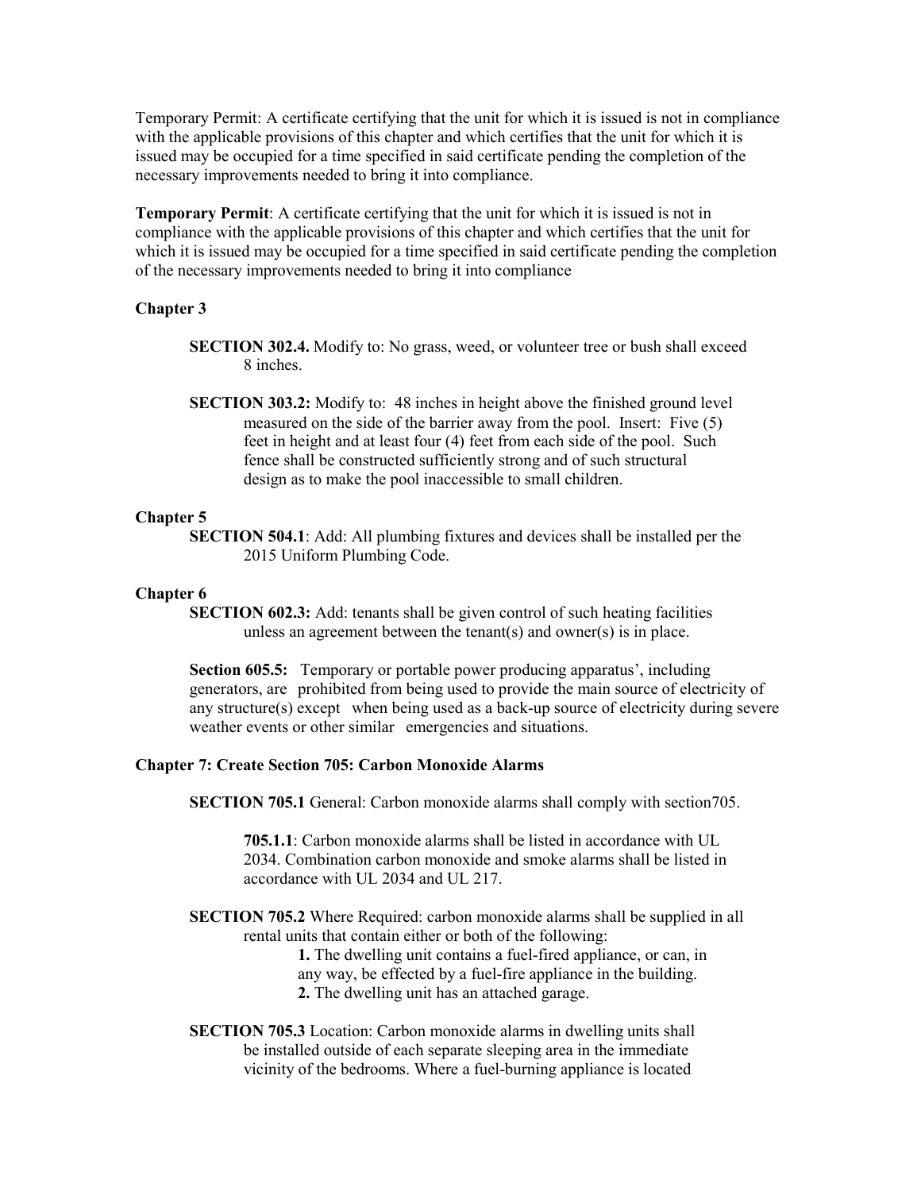Temporary Permit: A certificate certifying that the unit for which it is issued is not in compliance with the applicable provisions of this chapter and which certifies that the unit for which it is issued may be occupied for a time specified in said certificate pending the completion of the necessary improvements needed to bring it into compliance.

**Temporary Permit**: A certificate certifying that the unit for which it is issued is not in compliance with the applicable provisions of this chapter and which certifies that the unit for which it is issued may be occupied for a time specified in said certificate pending the completion of the necessary improvements needed to bring it into compliance

**Chapter 3**

**SECTION 302.4.** Modify to: No grass, weed, or volunteer tree or bush shall exceed 8 inches.

**SECTION 303.2:** Modify to: 48 inches in height above the finished ground level measured on the side of the barrier away from the pool. Insert: Five (5) feet in height and at least four (4) feet from each side of the pool. Such fence shall be constructed sufficiently strong and of such structural design as to make the pool inaccessible to small children.

**Chapter 5**

**SECTION 504.1**: Add: All plumbing fixtures and devices shall be installed per the 2015 Uniform Plumbing Code.

**Chapter 6**

**SECTION 602.3:** Add: tenants shall be given control of such heating facilities unless an agreement between the tenant(s) and owner(s) is in place.

**Section 605.5:** Temporary or portable power producing apparatus', including generators, are prohibited from being used to provide the main source of electricity of any structure(s) except when being used as a back-up source of electricity during severe weather events or other similar emergencies and situations.

**Chapter 7: Create Section 705: Carbon Monoxide Alarms**

**SECTION 705.1** General: Carbon monoxide alarms shall comply with section705.

**705.1.1**: Carbon monoxide alarms shall be listed in accordance with UL 2034. Combination carbon monoxide and smoke alarms shall be listed in accordance with UL 2034 and UL 217.

**SECTION 705.2** Where Required: carbon monoxide alarms shall be supplied in all rental units that contain either or both of the following:

**1.** The dwelling unit contains a fuel-fired appliance, or can, in any way, be effected by a fuel-fire appliance in the building.
**2.** The dwelling unit has an attached garage.

**SECTION 705.3** Location: Carbon monoxide alarms in dwelling units shall be installed outside of each separate sleeping area in the immediate vicinity of the bedrooms. Where a fuel-burning appliance is located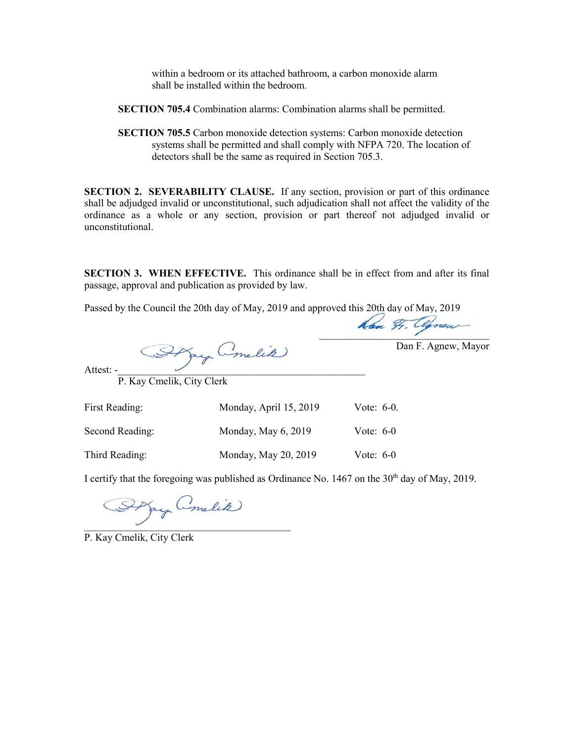within a bedroom or its attached bathroom, a carbon monoxide alarm shall be installed within the bedroom.

**SECTION 705.4** Combination alarms: Combination alarms shall be permitted.

**SECTION 705.5** Carbon monoxide detection systems: Carbon monoxide detection systems shall be permitted and shall comply with NFPA 720. The location of detectors shall be the same as required in Section 705.3.

**SECTION 2. SEVERABILITY CLAUSE.** If any section, provision or part of this ordinance shall be adjudged invalid or unconstitutional, such adjudication shall not affect the validity of the ordinance as a whole or any section, provision or part thereof not adjudged invalid or unconstitutional.

**SECTION 3. WHEN EFFECTIVE.** This ordinance shall be in effect from and after its final passage, approval and publication as provided by law.

Passed by the Council the 20th day of May, 2019 and approved this 20th day of May, 2019

\_\_\_\_\_\_\_\_\_\_\_\_\_\_\_\_\_\_\_\_\_\_\_\_\_\_\_\_\_\_\_\_
Dan F. Agnew, Mayor

Attest: -\_\_\_\_\_\_\_\_\_\_\_\_\_\_\_\_\_\_\_\_\_\_\_\_\_\_\_\_\_\_\_\_
P. Kay Cmelik, City Clerk

| | | |
|---|---|---|
| First Reading: | Monday, April 15, 2019 | Vote: 6-0. |
| Second Reading: | Monday, May 6, 2019 | Vote: 6-0 |
| Third Reading: | Monday, May 20, 2019 | Vote: 6-0 |

I certify that the foregoing was published as Ordinance No. 1467 on the 30th day of May, 2019.

\_\_\_\_\_\_\_\_\_\_\_\_\_\_\_\_\_\_\_\_\_\_\_\_\_\_\_\_\_\_\_\_
P. Kay Cmelik, City Clerk